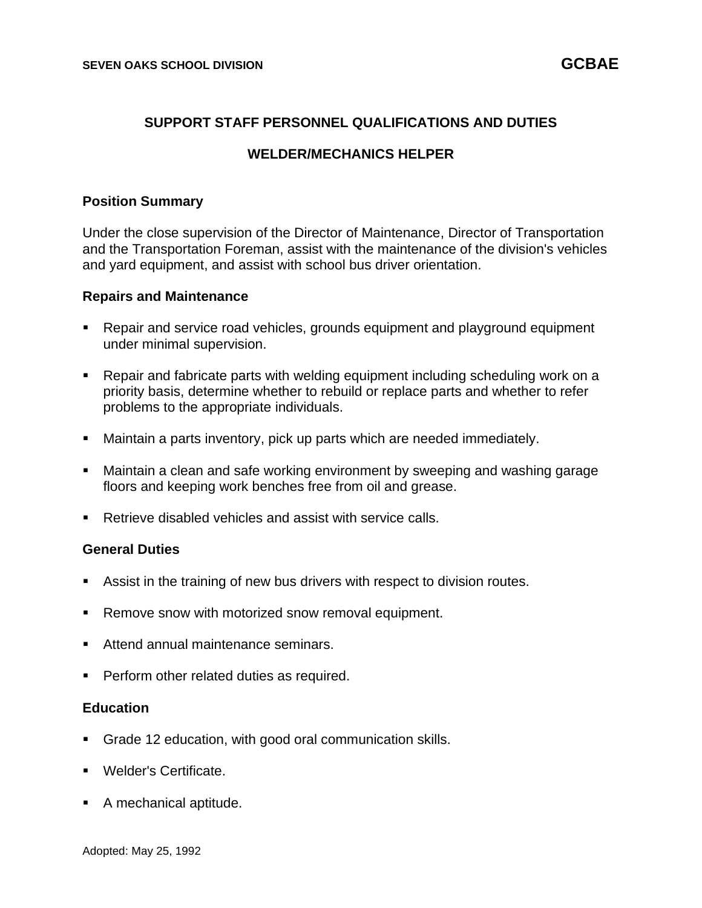SEVEN OAKS SCHOOL DIVISION **GCBAE**

## SUPPORT STAFF PERSONNEL QUALIFICATIONS AND DUTIES

## WELDER/MECHANICS HELPER

### Position Summary

Under the close supervision of the Director of Maintenance, Director of Transportation and the Transportation Foreman, assist with the maintenance of the division's vehicles and yard equipment, and assist with school bus driver orientation.

### Repairs and Maintenance

- Repair and service road vehicles, grounds equipment and playground equipment under minimal supervision.
- Repair and fabricate parts with welding equipment including scheduling work on a priority basis, determine whether to rebuild or replace parts and whether to refer problems to the appropriate individuals.
- Maintain a parts inventory, pick up parts which are needed immediately.
- Maintain a clean and safe working environment by sweeping and washing garage floors and keeping work benches free from oil and grease.
- Retrieve disabled vehicles and assist with service calls.

### General Duties

- Assist in the training of new bus drivers with respect to division routes.
- Remove snow with motorized snow removal equipment.
- Attend annual maintenance seminars.
- Perform other related duties as required.

### Education

- Grade 12 education, with good oral communication skills.
- Welder's Certificate.
- A mechanical aptitude.

Adopted: May 25, 1992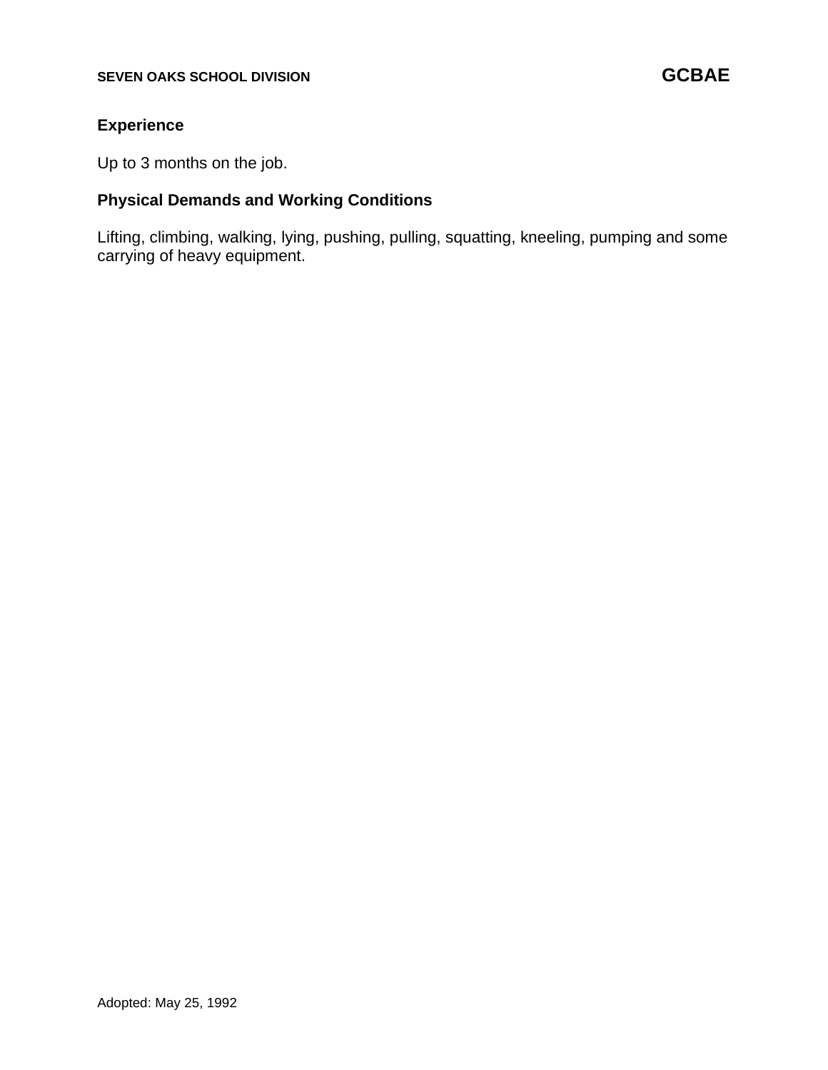### Experience

Up to 3 months on the job.

### Physical Demands and Working Conditions

Lifting, climbing, walking, lying, pushing, pulling, squatting, kneeling, pumping and some carrying of heavy equipment.

Adopted: May 25, 1992